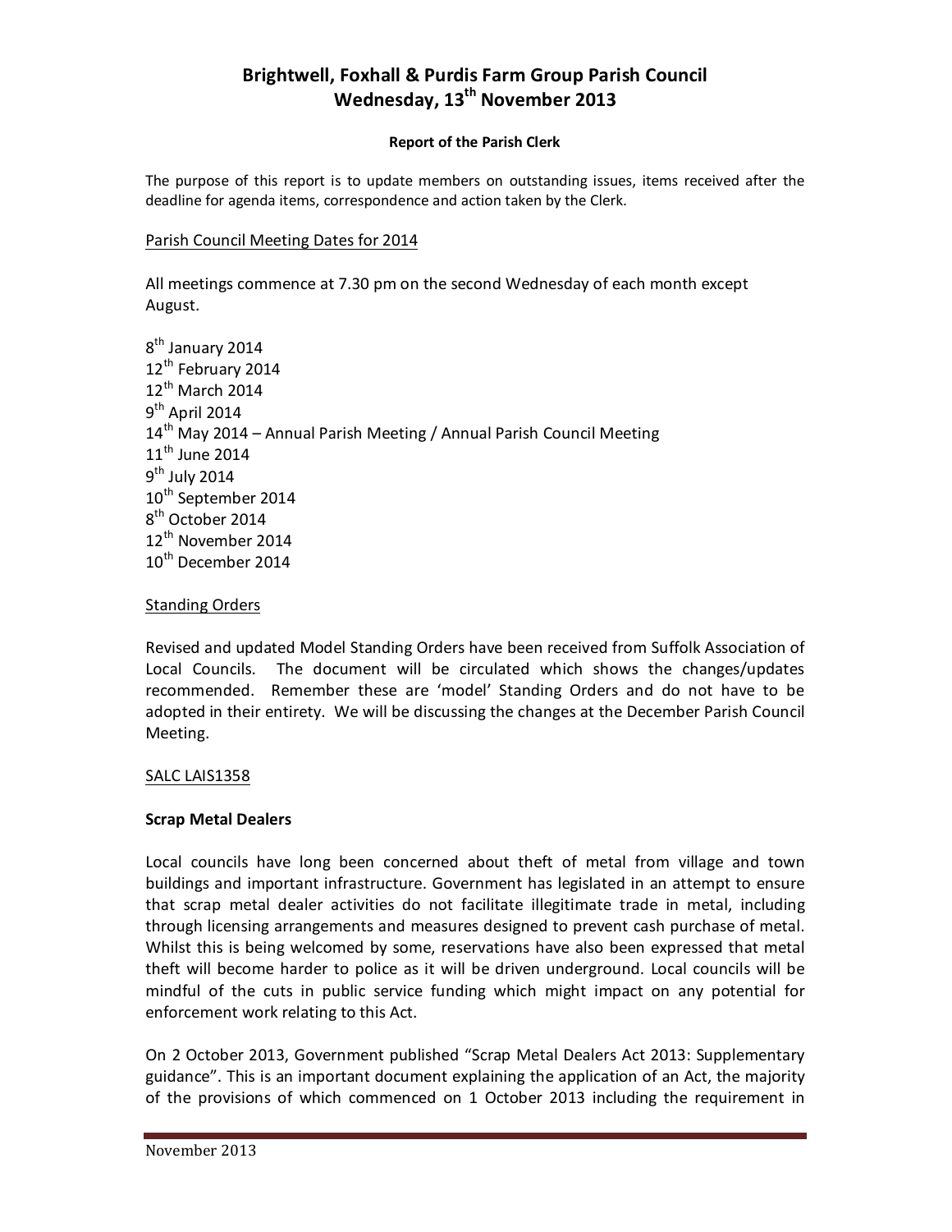# Brightwell, Foxhall & Purdis Farm Group Parish Council
# Wednesday, 13th November 2013

**Report of the Parish Clerk**

The purpose of this report is to update members on outstanding issues, items received after the deadline for agenda items, correspondence and action taken by the Clerk.

Parish Council Meeting Dates for 2014

All meetings commence at 7.30 pm on the second Wednesday of each month except August.

8th January 2014
12th February 2014
12th March 2014
9th April 2014
14th May 2014 – Annual Parish Meeting / Annual Parish Council Meeting
11th June 2014
9th July 2014
10th September 2014
8th October 2014
12th November 2014
10th December 2014

Standing Orders

Revised and updated Model Standing Orders have been received from Suffolk Association of Local Councils. The document will be circulated which shows the changes/updates recommended. Remember these are 'model' Standing Orders and do not have to be adopted in their entirety. We will be discussing the changes at the December Parish Council Meeting.

SALC LAIS1358

**Scrap Metal Dealers**

Local councils have long been concerned about theft of metal from village and town buildings and important infrastructure. Government has legislated in an attempt to ensure that scrap metal dealer activities do not facilitate illegitimate trade in metal, including through licensing arrangements and measures designed to prevent cash purchase of metal. Whilst this is being welcomed by some, reservations have also been expressed that metal theft will become harder to police as it will be driven underground. Local councils will be mindful of the cuts in public service funding which might impact on any potential for enforcement work relating to this Act.

On 2 October 2013, Government published "Scrap Metal Dealers Act 2013: Supplementary guidance". This is an important document explaining the application of an Act, the majority of the provisions of which commenced on 1 October 2013 including the requirement in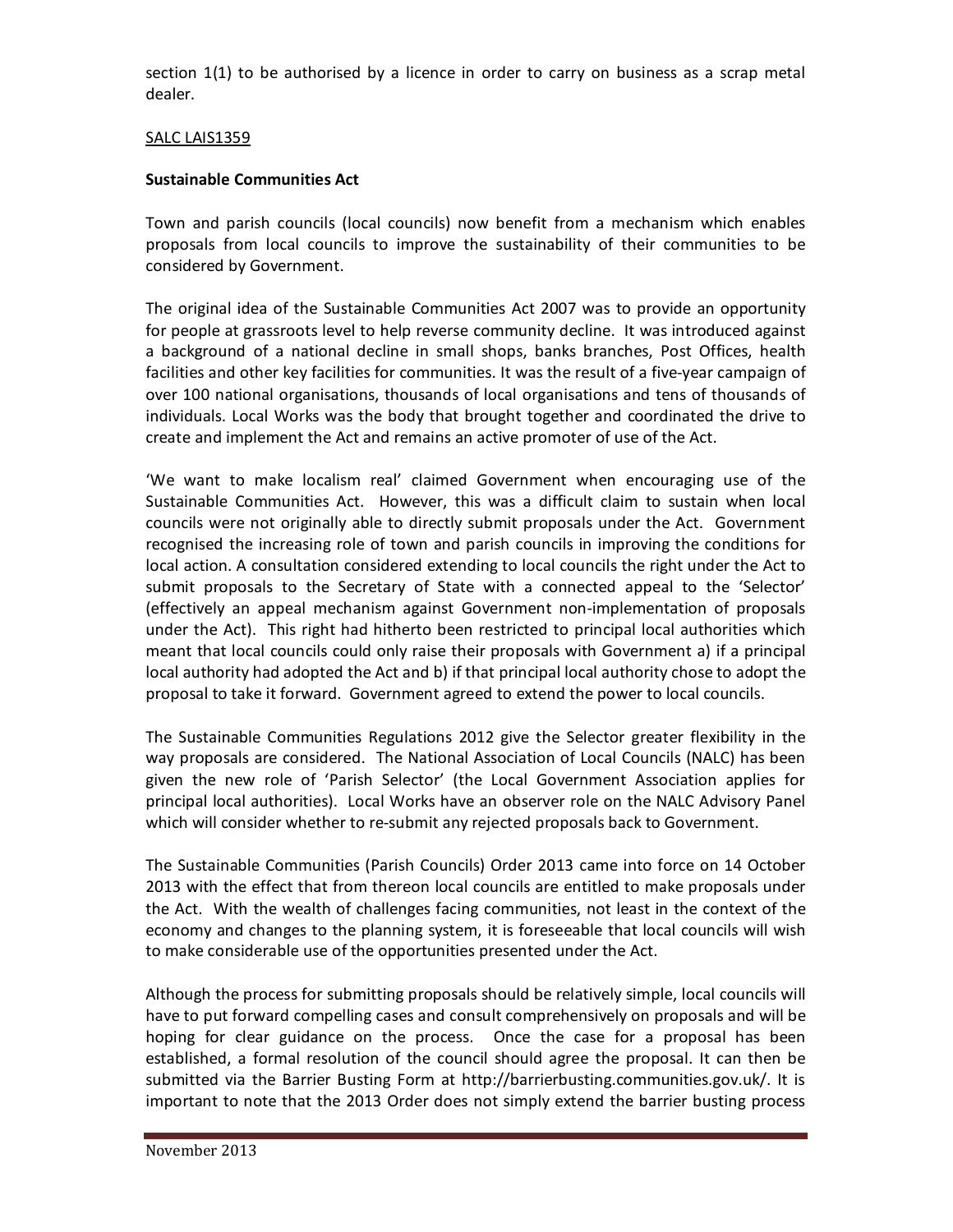section 1(1) to be authorised by a licence in order to carry on business as a scrap metal dealer.

SALC LAIS1359

**Sustainable Communities Act**

Town and parish councils (local councils) now benefit from a mechanism which enables proposals from local councils to improve the sustainability of their communities to be considered by Government.

The original idea of the Sustainable Communities Act 2007 was to provide an opportunity for people at grassroots level to help reverse community decline. It was introduced against a background of a national decline in small shops, banks branches, Post Offices, health facilities and other key facilities for communities. It was the result of a five-year campaign of over 100 national organisations, thousands of local organisations and tens of thousands of individuals. Local Works was the body that brought together and coordinated the drive to create and implement the Act and remains an active promoter of use of the Act.

'We want to make localism real' claimed Government when encouraging use of the Sustainable Communities Act. However, this was a difficult claim to sustain when local councils were not originally able to directly submit proposals under the Act. Government recognised the increasing role of town and parish councils in improving the conditions for local action. A consultation considered extending to local councils the right under the Act to submit proposals to the Secretary of State with a connected appeal to the 'Selector' (effectively an appeal mechanism against Government non-implementation of proposals under the Act). This right had hitherto been restricted to principal local authorities which meant that local councils could only raise their proposals with Government a) if a principal local authority had adopted the Act and b) if that principal local authority chose to adopt the proposal to take it forward. Government agreed to extend the power to local councils.

The Sustainable Communities Regulations 2012 give the Selector greater flexibility in the way proposals are considered. The National Association of Local Councils (NALC) has been given the new role of 'Parish Selector' (the Local Government Association applies for principal local authorities). Local Works have an observer role on the NALC Advisory Panel which will consider whether to re-submit any rejected proposals back to Government.

The Sustainable Communities (Parish Councils) Order 2013 came into force on 14 October 2013 with the effect that from thereon local councils are entitled to make proposals under the Act. With the wealth of challenges facing communities, not least in the context of the economy and changes to the planning system, it is foreseeable that local councils will wish to make considerable use of the opportunities presented under the Act.

Although the process for submitting proposals should be relatively simple, local councils will have to put forward compelling cases and consult comprehensively on proposals and will be hoping for clear guidance on the process. Once the case for a proposal has been established, a formal resolution of the council should agree the proposal. It can then be submitted via the Barrier Busting Form at http://barrierbusting.communities.gov.uk/. It is important to note that the 2013 Order does not simply extend the barrier busting process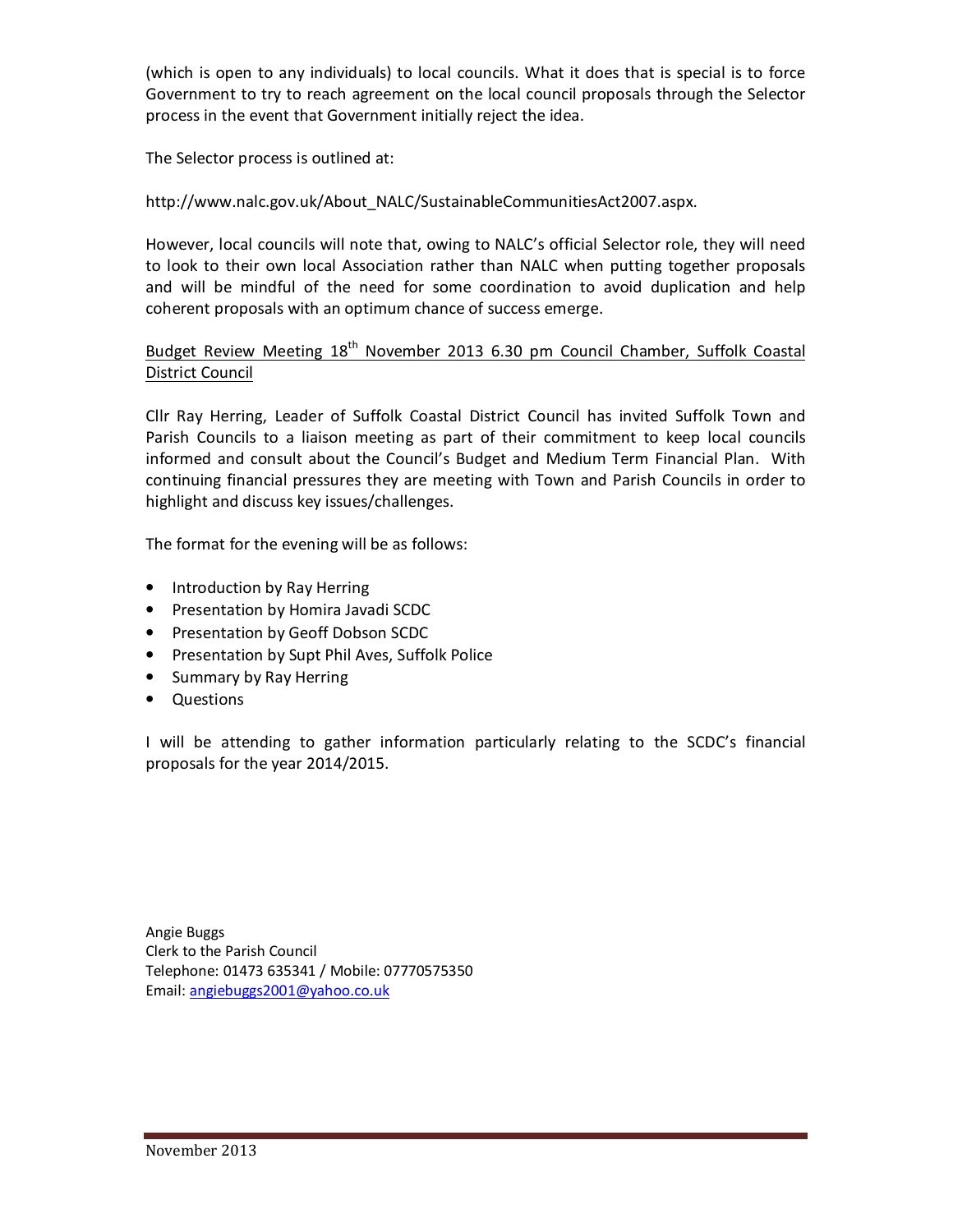(which is open to any individuals) to local councils. What it does that is special is to force Government to try to reach agreement on the local council proposals through the Selector process in the event that Government initially reject the idea.

The Selector process is outlined at:

http://www.nalc.gov.uk/About_NALC/SustainableCommunitiesAct2007.aspx.

However, local councils will note that, owing to NALC's official Selector role, they will need to look to their own local Association rather than NALC when putting together proposals and will be mindful of the need for some coordination to avoid duplication and help coherent proposals with an optimum chance of success emerge.

<u>Budget Review Meeting 18th November 2013 6.30 pm Council Chamber, Suffolk Coastal District Council</u>

Cllr Ray Herring, Leader of Suffolk Coastal District Council has invited Suffolk Town and Parish Councils to a liaison meeting as part of their commitment to keep local councils informed and consult about the Council's Budget and Medium Term Financial Plan. With continuing financial pressures they are meeting with Town and Parish Councils in order to highlight and discuss key issues/challenges.

The format for the evening will be as follows:

- Introduction by Ray Herring
- Presentation by Homira Javadi SCDC
- Presentation by Geoff Dobson SCDC
- Presentation by Supt Phil Aves, Suffolk Police
- Summary by Ray Herring
- Questions

I will be attending to gather information particularly relating to the SCDC's financial proposals for the year 2014/2015.

Angie Buggs
Clerk to the Parish Council
Telephone: 01473 635341 / Mobile: 07770575350
Email: angiebuggs2001@yahoo.co.uk